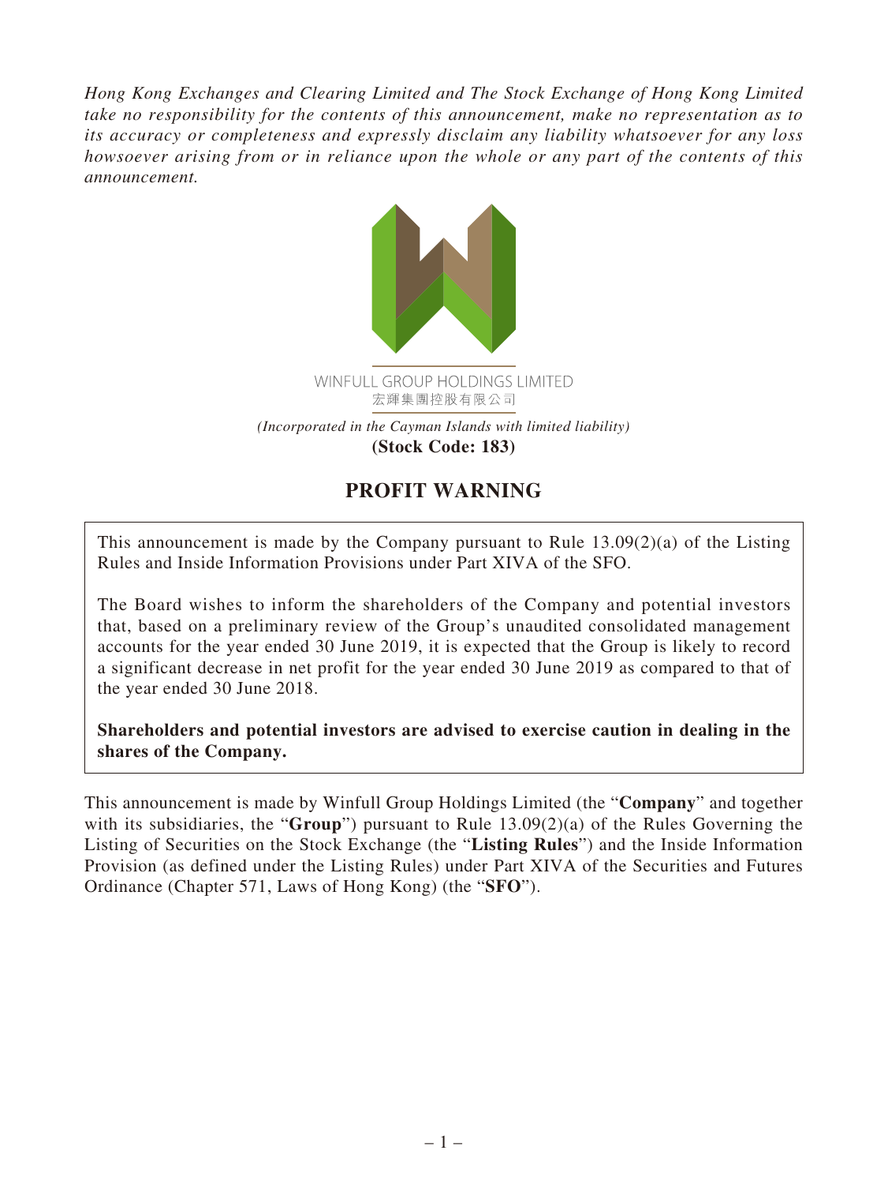*Hong Kong Exchanges and Clearing Limited and The Stock Exchange of Hong Kong Limited take no responsibility for the contents of this announcement, make no representation as to its accuracy or completeness and expressly disclaim any liability whatsoever for any loss howsoever arising from or in reliance upon the whole or any part of the contents of this announcement.*

WINFULL GROUP HOLDINGS LIMITED
宏輝集團控股有限公司

*(Incorporated in the Cayman Islands with limited liability)*
**(Stock Code: 183)**

# PROFIT WARNING

This announcement is made by the Company pursuant to Rule 13.09(2)(a) of the Listing Rules and Inside Information Provisions under Part XIVA of the SFO.

The Board wishes to inform the shareholders of the Company and potential investors that, based on a preliminary review of the Group's unaudited consolidated management accounts for the year ended 30 June 2019, it is expected that the Group is likely to record a significant decrease in net profit for the year ended 30 June 2019 as compared to that of the year ended 30 June 2018.

**Shareholders and potential investors are advised to exercise caution in dealing in the shares of the Company.**

This announcement is made by Winfull Group Holdings Limited (the "**Company**" and together with its subsidiaries, the "**Group**") pursuant to Rule 13.09(2)(a) of the Rules Governing the Listing of Securities on the Stock Exchange (the "**Listing Rules**") and the Inside Information Provision (as defined under the Listing Rules) under Part XIVA of the Securities and Futures Ordinance (Chapter 571, Laws of Hong Kong) (the "**SFO**").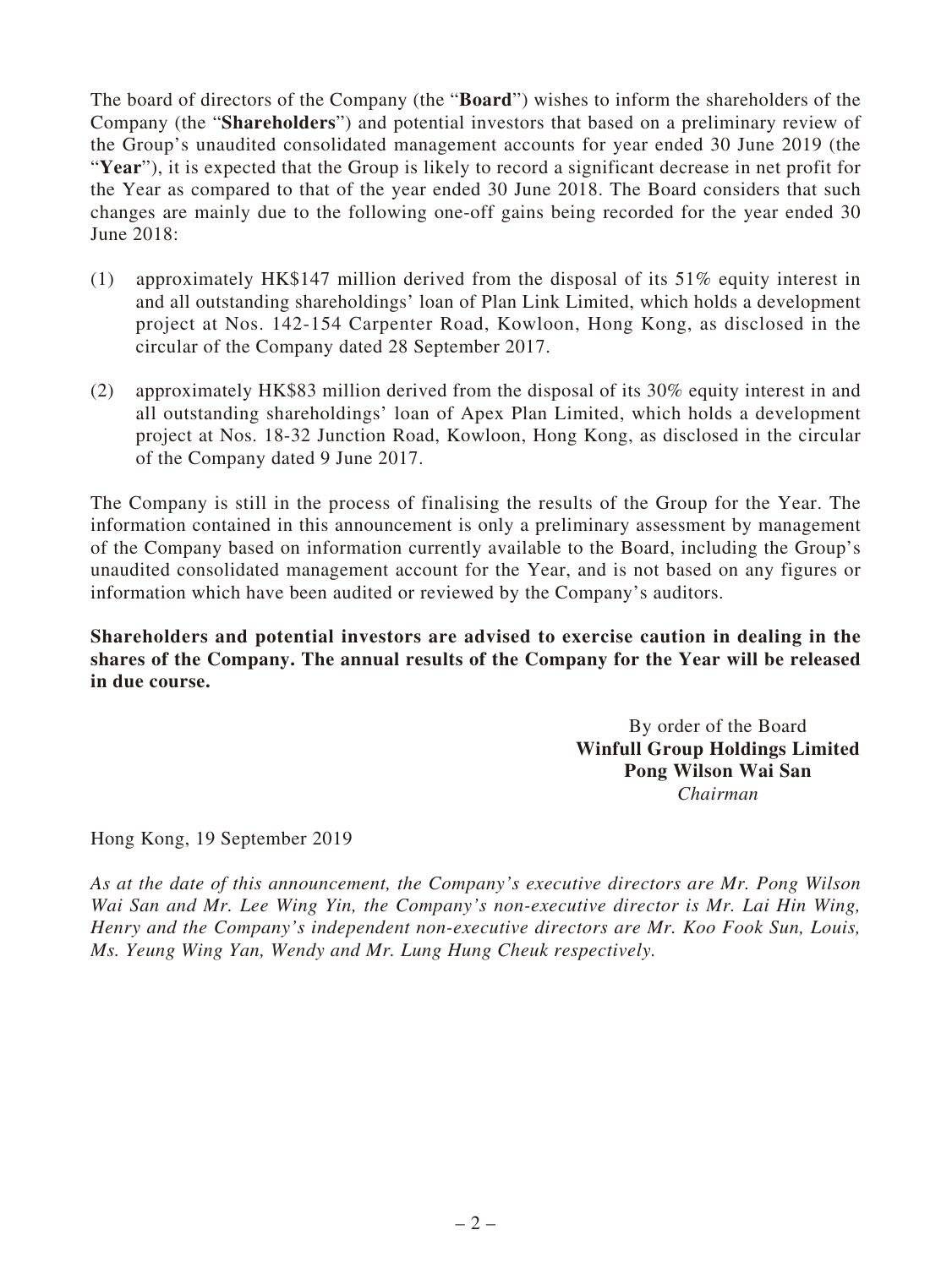The board of directors of the Company (the "**Board**") wishes to inform the shareholders of the Company (the "**Shareholders**") and potential investors that based on a preliminary review of the Group's unaudited consolidated management accounts for year ended 30 June 2019 (the "**Year**"), it is expected that the Group is likely to record a significant decrease in net profit for the Year as compared to that of the year ended 30 June 2018. The Board considers that such changes are mainly due to the following one-off gains being recorded for the year ended 30 June 2018:

(1) approximately HK$147 million derived from the disposal of its 51% equity interest in and all outstanding shareholdings' loan of Plan Link Limited, which holds a development project at Nos. 142-154 Carpenter Road, Kowloon, Hong Kong, as disclosed in the circular of the Company dated 28 September 2017.

(2) approximately HK$83 million derived from the disposal of its 30% equity interest in and all outstanding shareholdings' loan of Apex Plan Limited, which holds a development project at Nos. 18-32 Junction Road, Kowloon, Hong Kong, as disclosed in the circular of the Company dated 9 June 2017.

The Company is still in the process of finalising the results of the Group for the Year. The information contained in this announcement is only a preliminary assessment by management of the Company based on information currently available to the Board, including the Group's unaudited consolidated management account for the Year, and is not based on any figures or information which have been audited or reviewed by the Company's auditors.

**Shareholders and potential investors are advised to exercise caution in dealing in the shares of the Company. The annual results of the Company for the Year will be released in due course.**

By order of the Board
**Winfull Group Holdings Limited**
**Pong Wilson Wai San**
*Chairman*

Hong Kong, 19 September 2019

*As at the date of this announcement, the Company's executive directors are Mr. Pong Wilson Wai San and Mr. Lee Wing Yin, the Company's non-executive director is Mr. Lai Hin Wing, Henry and the Company's independent non-executive directors are Mr. Koo Fook Sun, Louis, Ms. Yeung Wing Yan, Wendy and Mr. Lung Hung Cheuk respectively.*